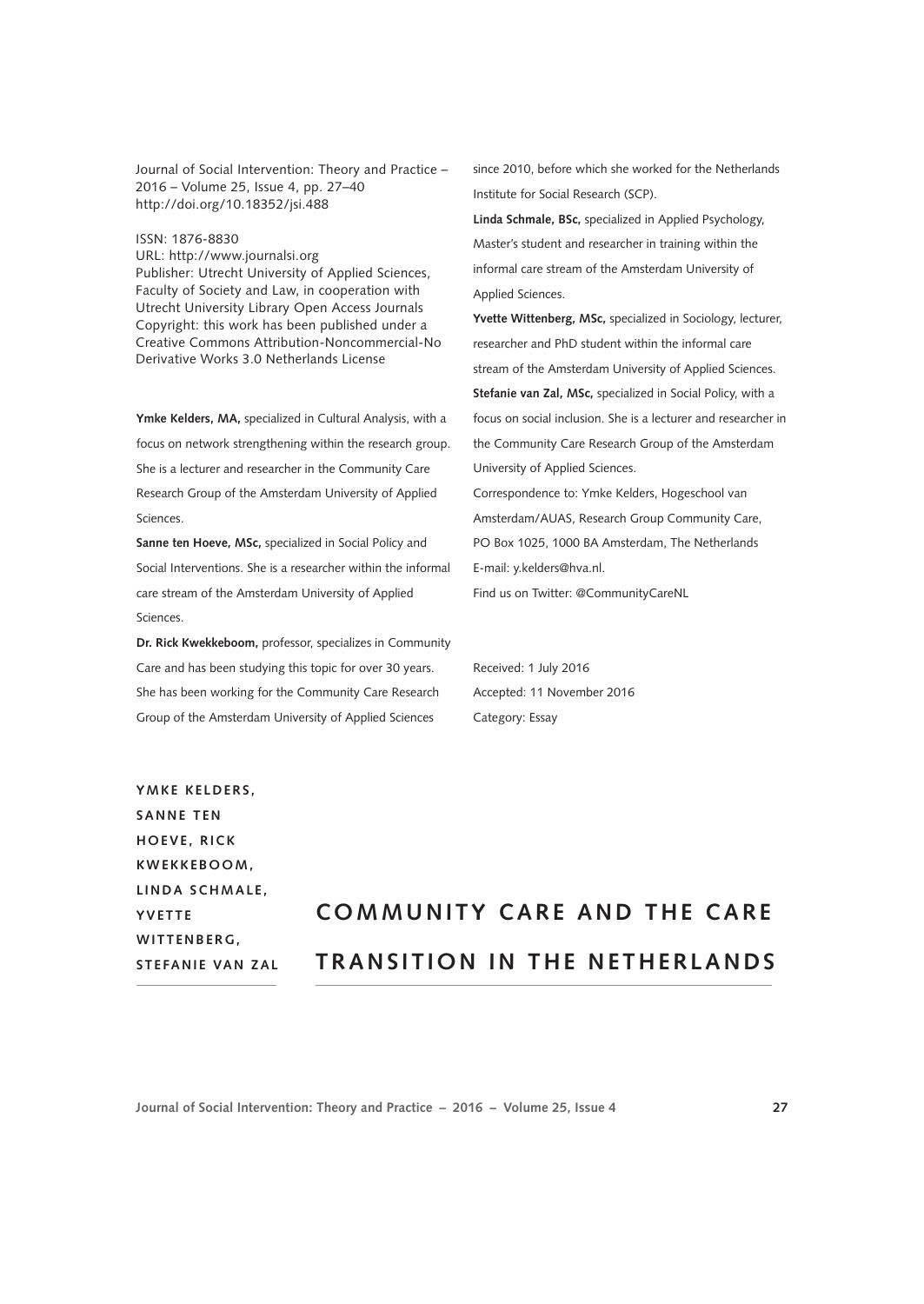Journal of Social Intervention: Theory and Practice – 2016 – Volume 25, Issue 4, pp. 27–40
http://doi.org/10.18352/jsi.488

ISSN: 1876-8830
URL: http://www.journalsi.org
Publisher: Utrecht University of Applied Sciences, Faculty of Society and Law, in cooperation with Utrecht University Library Open Access Journals
Copyright: this work has been published under a Creative Commons Attribution-Noncommercial-No Derivative Works 3.0 Netherlands License

**Ymke Kelders, MA,** specialized in Cultural Analysis, with a focus on network strengthening within the research group. She is a lecturer and researcher in the Community Care Research Group of the Amsterdam University of Applied Sciences.

**Sanne ten Hoeve, MSc,** specialized in Social Policy and Social Interventions. She is a researcher within the informal care stream of the Amsterdam University of Applied Sciences.

**Dr. Rick Kwekkeboom,** professor, specializes in Community Care and has been studying this topic for over 30 years. She has been working for the Community Care Research Group of the Amsterdam University of Applied Sciences since 2010, before which she worked for the Netherlands Institute for Social Research (SCP).

**Linda Schmale, BSc,** specialized in Applied Psychology, Master's student and researcher in training within the informal care stream of the Amsterdam University of Applied Sciences.

**Yvette Wittenberg, MSc,** specialized in Sociology, lecturer, researcher and PhD student within the informal care stream of the Amsterdam University of Applied Sciences.

**Stefanie van Zal, MSc,** specialized in Social Policy, with a focus on social inclusion. She is a lecturer and researcher in the Community Care Research Group of the Amsterdam University of Applied Sciences.

Correspondence to: Ymke Kelders, Hogeschool van Amsterdam/AUAS, Research Group Community Care, PO Box 1025, 1000 BA Amsterdam, The Netherlands
E-mail: y.kelders@hva.nl.
Find us on Twitter: @CommunityCareNL

Received: 1 July 2016
Accepted: 11 November 2016
Category: Essay

YMKE KELDERS, SANNE TEN HOEVE, RICK KWEKKEBOOM, LINDA SCHMALE, YVETTE WITTENBERG, STEFANIE VAN ZAL

# COMMUNITY CARE AND THE CARE TRANSITION IN THE NETHERLANDS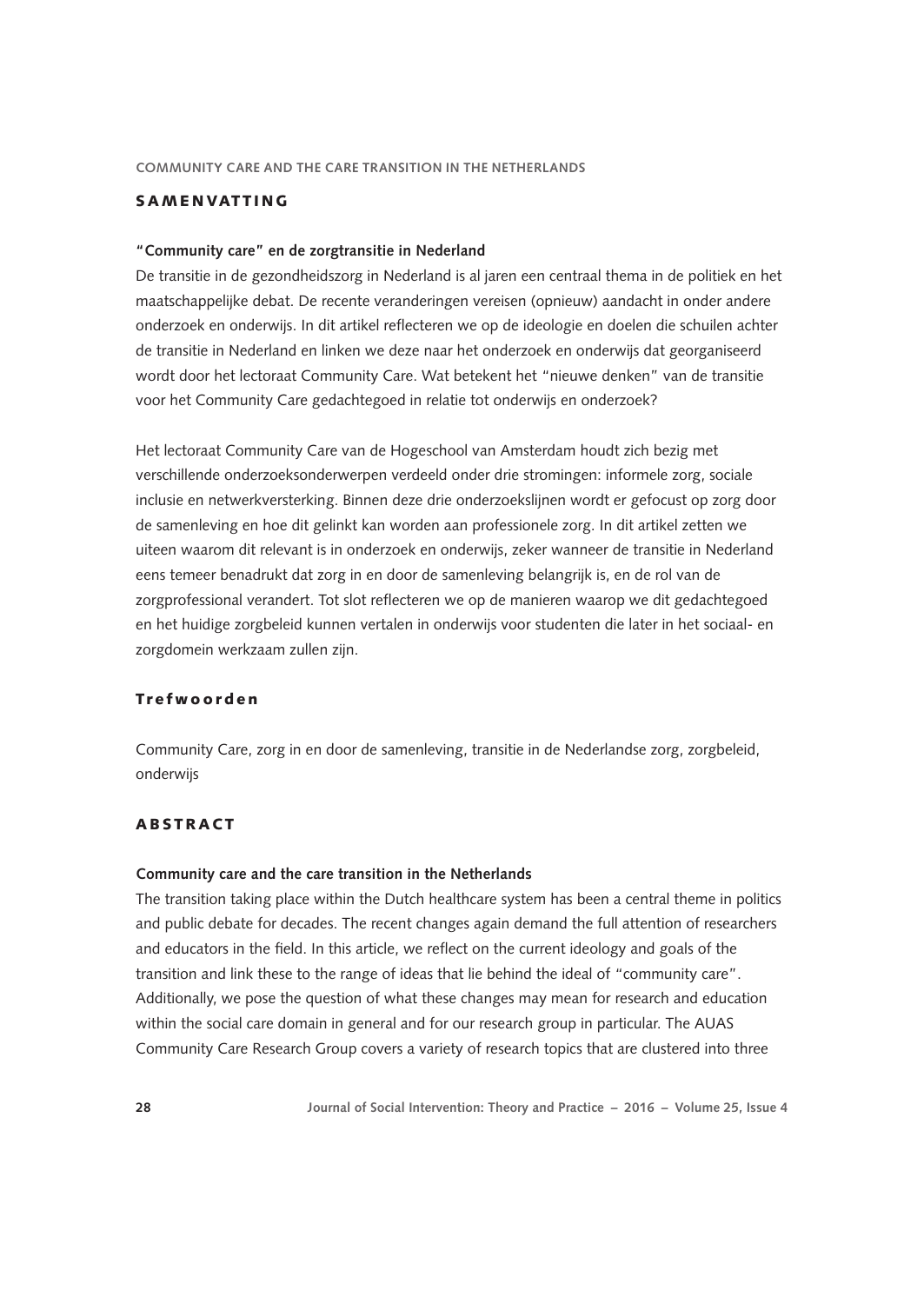## SAMENVATTING

**"Community care" en de zorgtransitie in Nederland**

De transitie in de gezondheidszorg in Nederland is al jaren een centraal thema in de politiek en het maatschappelijke debat. De recente veranderingen vereisen (opnieuw) aandacht in onder andere onderzoek en onderwijs. In dit artikel reflecteren we op de ideologie en doelen die schuilen achter de transitie in Nederland en linken we deze naar het onderzoek en onderwijs dat georganiseerd wordt door het lectoraat Community Care. Wat betekent het "nieuwe denken" van de transitie voor het Community Care gedachtegoed in relatie tot onderwijs en onderzoek?

Het lectoraat Community Care van de Hogeschool van Amsterdam houdt zich bezig met verschillende onderzoeksonderwerpen verdeeld onder drie stromingen: informele zorg, sociale inclusie en netwerkversterking. Binnen deze drie onderzoekslijnen wordt er gefocust op zorg door de samenleving en hoe dit gelinkt kan worden aan professionele zorg. In dit artikel zetten we uiteen waarom dit relevant is in onderzoek en onderwijs, zeker wanneer de transitie in Nederland eens temeer benadrukt dat zorg in en door de samenleving belangrijk is, en de rol van de zorgprofessional verandert. Tot slot reflecteren we op de manieren waarop we dit gedachtegoed en het huidige zorgbeleid kunnen vertalen in onderwijs voor studenten die later in het sociaal- en zorgdomein werkzaam zullen zijn.

## Trefwoorden

Community Care, zorg in en door de samenleving, transitie in de Nederlandse zorg, zorgbeleid, onderwijs

## ABSTRACT

**Community care and the care transition in the Netherlands**

The transition taking place within the Dutch healthcare system has been a central theme in politics and public debate for decades. The recent changes again demand the full attention of researchers and educators in the field. In this article, we reflect on the current ideology and goals of the transition and link these to the range of ideas that lie behind the ideal of "community care". Additionally, we pose the question of what these changes may mean for research and education within the social care domain in general and for our research group in particular. The AUAS Community Care Research Group covers a variety of research topics that are clustered into three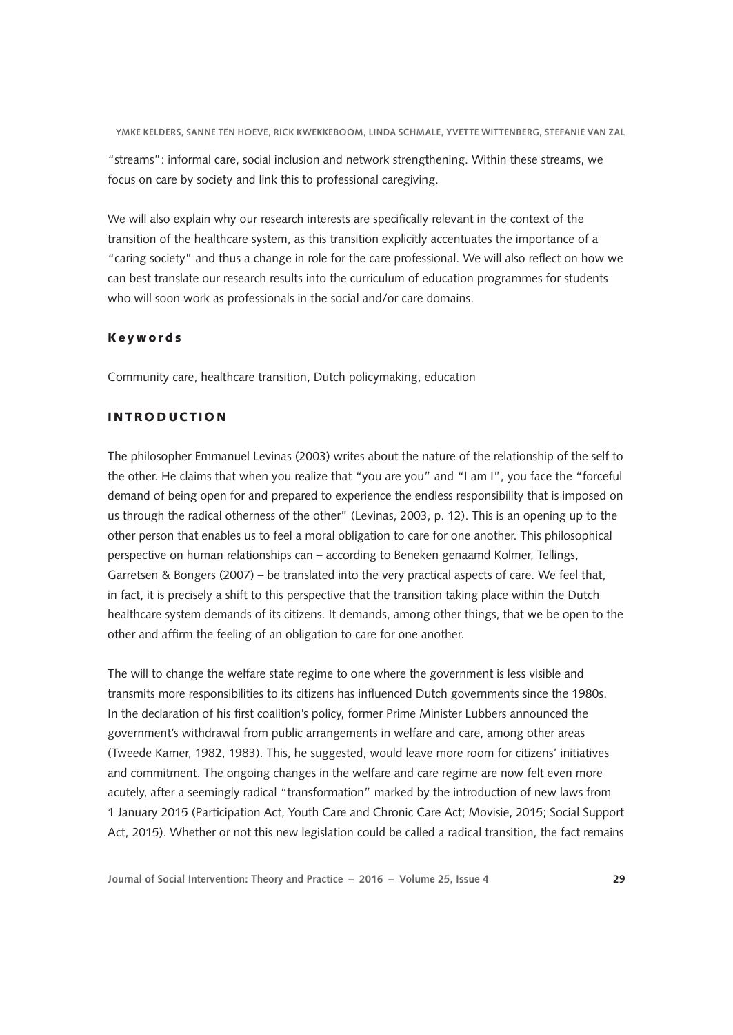"streams": informal care, social inclusion and network strengthening. Within these streams, we focus on care by society and link this to professional caregiving.

We will also explain why our research interests are specifically relevant in the context of the transition of the healthcare system, as this transition explicitly accentuates the importance of a "caring society" and thus a change in role for the care professional. We will also reflect on how we can best translate our research results into the curriculum of education programmes for students who will soon work as professionals in the social and/or care domains.

## Keywords

Community care, healthcare transition, Dutch policymaking, education

## INTRODUCTION

The philosopher Emmanuel Levinas (2003) writes about the nature of the relationship of the self to the other. He claims that when you realize that "you are you" and "I am I", you face the "forceful demand of being open for and prepared to experience the endless responsibility that is imposed on us through the radical otherness of the other" (Levinas, 2003, p. 12). This is an opening up to the other person that enables us to feel a moral obligation to care for one another. This philosophical perspective on human relationships can – according to Beneken genaamd Kolmer, Tellings, Garretsen & Bongers (2007) – be translated into the very practical aspects of care. We feel that, in fact, it is precisely a shift to this perspective that the transition taking place within the Dutch healthcare system demands of its citizens. It demands, among other things, that we be open to the other and affirm the feeling of an obligation to care for one another.

The will to change the welfare state regime to one where the government is less visible and transmits more responsibilities to its citizens has influenced Dutch governments since the 1980s. In the declaration of his first coalition's policy, former Prime Minister Lubbers announced the government's withdrawal from public arrangements in welfare and care, among other areas (Tweede Kamer, 1982, 1983). This, he suggested, would leave more room for citizens' initiatives and commitment. The ongoing changes in the welfare and care regime are now felt even more acutely, after a seemingly radical "transformation" marked by the introduction of new laws from 1 January 2015 (Participation Act, Youth Care and Chronic Care Act; Movisie, 2015; Social Support Act, 2015). Whether or not this new legislation could be called a radical transition, the fact remains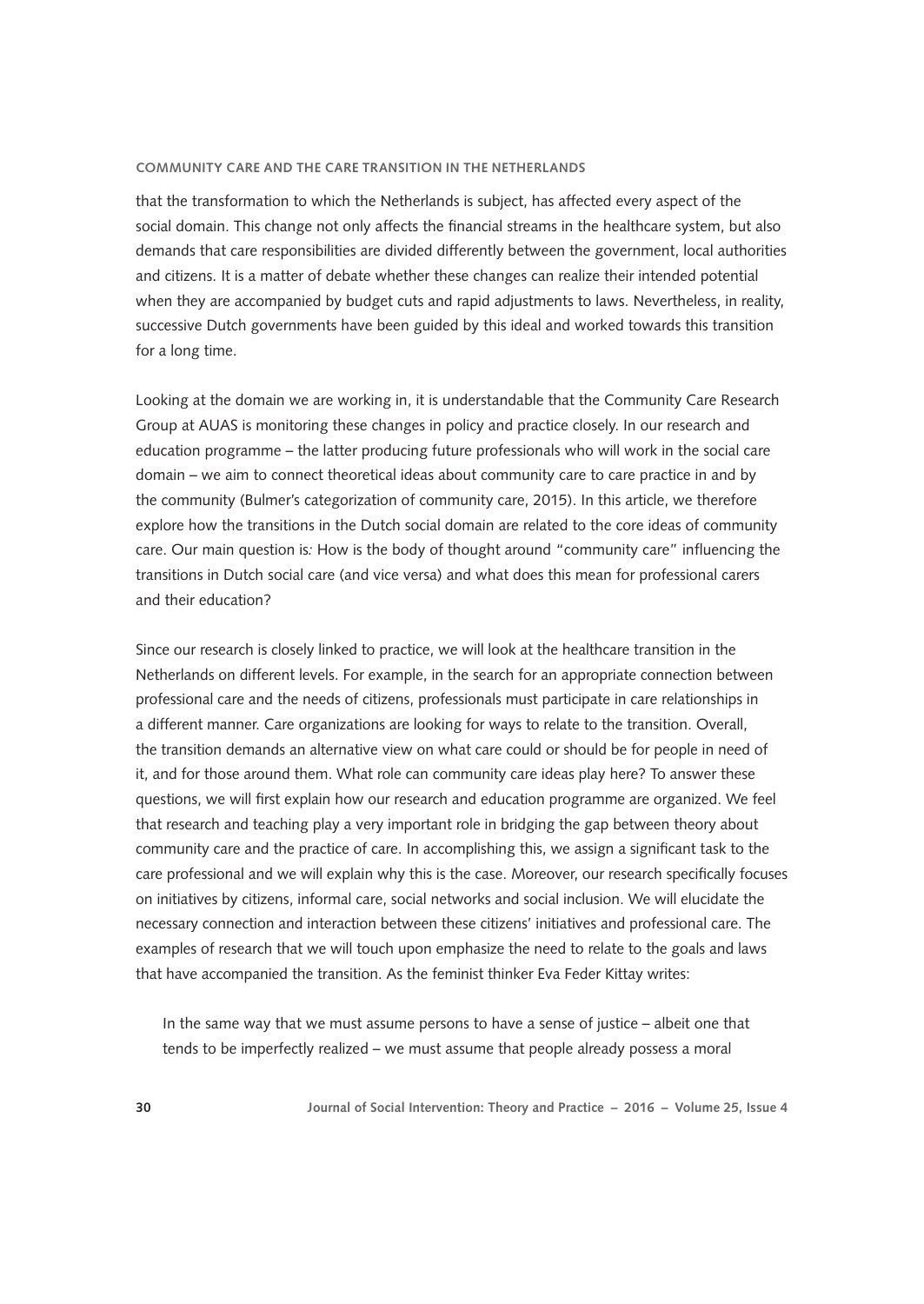that the transformation to which the Netherlands is subject, has affected every aspect of the social domain. This change not only affects the financial streams in the healthcare system, but also demands that care responsibilities are divided differently between the government, local authorities and citizens. It is a matter of debate whether these changes can realize their intended potential when they are accompanied by budget cuts and rapid adjustments to laws. Nevertheless, in reality, successive Dutch governments have been guided by this ideal and worked towards this transition for a long time.

Looking at the domain we are working in, it is understandable that the Community Care Research Group at AUAS is monitoring these changes in policy and practice closely. In our research and education programme – the latter producing future professionals who will work in the social care domain – we aim to connect theoretical ideas about community care to care practice in and by the community (Bulmer's categorization of community care, 2015). In this article, we therefore explore how the transitions in the Dutch social domain are related to the core ideas of community care. Our main question is*:* How is the body of thought around "community care" influencing the transitions in Dutch social care (and vice versa) and what does this mean for professional carers and their education?

Since our research is closely linked to practice, we will look at the healthcare transition in the Netherlands on different levels. For example, in the search for an appropriate connection between professional care and the needs of citizens, professionals must participate in care relationships in a different manner. Care organizations are looking for ways to relate to the transition. Overall, the transition demands an alternative view on what care could or should be for people in need of it, and for those around them. What role can community care ideas play here? To answer these questions, we will first explain how our research and education programme are organized. We feel that research and teaching play a very important role in bridging the gap between theory about community care and the practice of care. In accomplishing this, we assign a significant task to the care professional and we will explain why this is the case. Moreover, our research specifically focuses on initiatives by citizens, informal care, social networks and social inclusion. We will elucidate the necessary connection and interaction between these citizens' initiatives and professional care. The examples of research that we will touch upon emphasize the need to relate to the goals and laws that have accompanied the transition. As the feminist thinker Eva Feder Kittay writes:

> In the same way that we must assume persons to have a sense of justice – albeit one that tends to be imperfectly realized – we must assume that people already possess a moral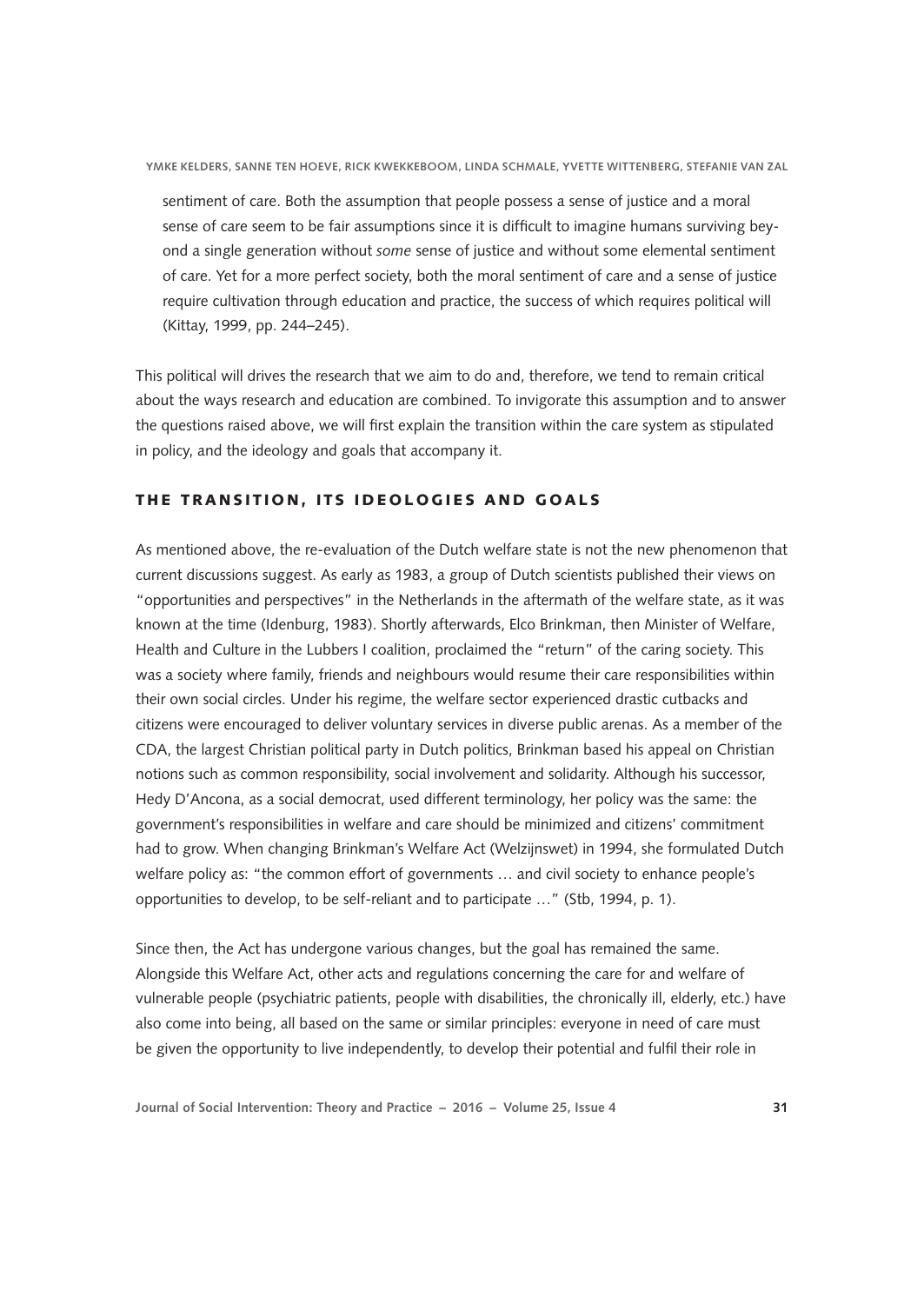sentiment of care. Both the assumption that people possess a sense of justice and a moral sense of care seem to be fair assumptions since it is difficult to imagine humans surviving beyond a single generation without *some* sense of justice and without some elemental sentiment of care. Yet for a more perfect society, both the moral sentiment of care and a sense of justice require cultivation through education and practice, the success of which requires political will (Kittay, 1999, pp. 244–245).

This political will drives the research that we aim to do and, therefore, we tend to remain critical about the ways research and education are combined. To invigorate this assumption and to answer the questions raised above, we will first explain the transition within the care system as stipulated in policy, and the ideology and goals that accompany it.

## THE TRANSITION, ITS IDEOLOGIES AND GOALS

As mentioned above, the re-evaluation of the Dutch welfare state is not the new phenomenon that current discussions suggest. As early as 1983, a group of Dutch scientists published their views on "opportunities and perspectives" in the Netherlands in the aftermath of the welfare state, as it was known at the time (Idenburg, 1983). Shortly afterwards, Elco Brinkman, then Minister of Welfare, Health and Culture in the Lubbers I coalition, proclaimed the "return" of the caring society. This was a society where family, friends and neighbours would resume their care responsibilities within their own social circles. Under his regime, the welfare sector experienced drastic cutbacks and citizens were encouraged to deliver voluntary services in diverse public arenas. As a member of the CDA, the largest Christian political party in Dutch politics, Brinkman based his appeal on Christian notions such as common responsibility, social involvement and solidarity. Although his successor, Hedy D'Ancona, as a social democrat, used different terminology, her policy was the same: the government's responsibilities in welfare and care should be minimized and citizens' commitment had to grow. When changing Brinkman's Welfare Act (Welzijnswet) in 1994, she formulated Dutch welfare policy as: "the common effort of governments … and civil society to enhance people's opportunities to develop, to be self-reliant and to participate …" (Stb, 1994, p. 1).

Since then, the Act has undergone various changes, but the goal has remained the same. Alongside this Welfare Act, other acts and regulations concerning the care for and welfare of vulnerable people (psychiatric patients, people with disabilities, the chronically ill, elderly, etc.) have also come into being, all based on the same or similar principles: everyone in need of care must be given the opportunity to live independently, to develop their potential and fulfil their role in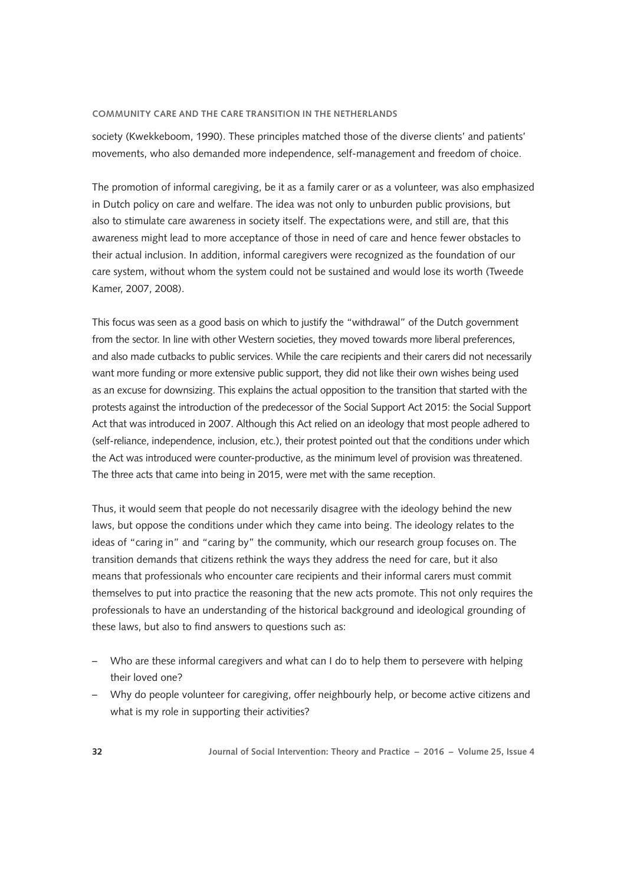society (Kwekkeboom, 1990). These principles matched those of the diverse clients' and patients' movements, who also demanded more independence, self-management and freedom of choice.

The promotion of informal caregiving, be it as a family carer or as a volunteer, was also emphasized in Dutch policy on care and welfare. The idea was not only to unburden public provisions, but also to stimulate care awareness in society itself. The expectations were, and still are, that this awareness might lead to more acceptance of those in need of care and hence fewer obstacles to their actual inclusion. In addition, informal caregivers were recognized as the foundation of our care system, without whom the system could not be sustained and would lose its worth (Tweede Kamer, 2007, 2008).

This focus was seen as a good basis on which to justify the "withdrawal" of the Dutch government from the sector. In line with other Western societies, they moved towards more liberal preferences, and also made cutbacks to public services. While the care recipients and their carers did not necessarily want more funding or more extensive public support, they did not like their own wishes being used as an excuse for downsizing. This explains the actual opposition to the transition that started with the protests against the introduction of the predecessor of the Social Support Act 2015: the Social Support Act that was introduced in 2007. Although this Act relied on an ideology that most people adhered to (self-reliance, independence, inclusion, etc.), their protest pointed out that the conditions under which the Act was introduced were counter-productive, as the minimum level of provision was threatened. The three acts that came into being in 2015, were met with the same reception.

Thus, it would seem that people do not necessarily disagree with the ideology behind the new laws, but oppose the conditions under which they came into being. The ideology relates to the ideas of "caring in" and "caring by" the community, which our research group focuses on. The transition demands that citizens rethink the ways they address the need for care, but it also means that professionals who encounter care recipients and their informal carers must commit themselves to put into practice the reasoning that the new acts promote. This not only requires the professionals to have an understanding of the historical background and ideological grounding of these laws, but also to find answers to questions such as:

- Who are these informal caregivers and what can I do to help them to persevere with helping their loved one?
- Why do people volunteer for caregiving, offer neighbourly help, or become active citizens and what is my role in supporting their activities?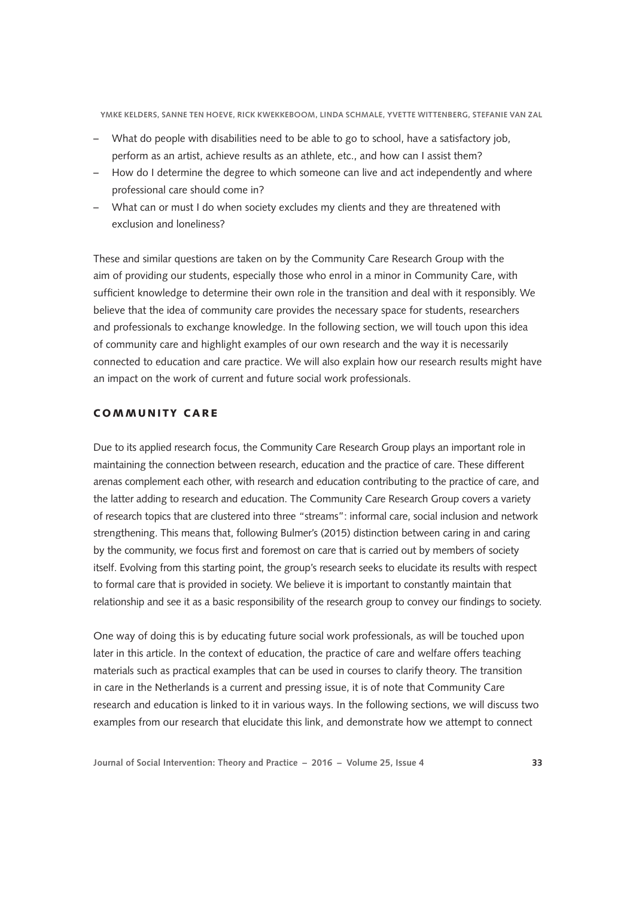- What do people with disabilities need to be able to go to school, have a satisfactory job, perform as an artist, achieve results as an athlete, etc., and how can I assist them?
- How do I determine the degree to which someone can live and act independently and where professional care should come in?
- What can or must I do when society excludes my clients and they are threatened with exclusion and loneliness?

These and similar questions are taken on by the Community Care Research Group with the aim of providing our students, especially those who enrol in a minor in Community Care, with sufficient knowledge to determine their own role in the transition and deal with it responsibly. We believe that the idea of community care provides the necessary space for students, researchers and professionals to exchange knowledge. In the following section, we will touch upon this idea of community care and highlight examples of our own research and the way it is necessarily connected to education and care practice. We will also explain how our research results might have an impact on the work of current and future social work professionals.

## COMMUNITY CARE

Due to its applied research focus, the Community Care Research Group plays an important role in maintaining the connection between research, education and the practice of care. These different arenas complement each other, with research and education contributing to the practice of care, and the latter adding to research and education. The Community Care Research Group covers a variety of research topics that are clustered into three "streams": informal care, social inclusion and network strengthening. This means that, following Bulmer's (2015) distinction between caring in and caring by the community, we focus first and foremost on care that is carried out by members of society itself. Evolving from this starting point, the group's research seeks to elucidate its results with respect to formal care that is provided in society. We believe it is important to constantly maintain that relationship and see it as a basic responsibility of the research group to convey our findings to society.

One way of doing this is by educating future social work professionals, as will be touched upon later in this article. In the context of education, the practice of care and welfare offers teaching materials such as practical examples that can be used in courses to clarify theory. The transition in care in the Netherlands is a current and pressing issue, it is of note that Community Care research and education is linked to it in various ways. In the following sections, we will discuss two examples from our research that elucidate this link, and demonstrate how we attempt to connect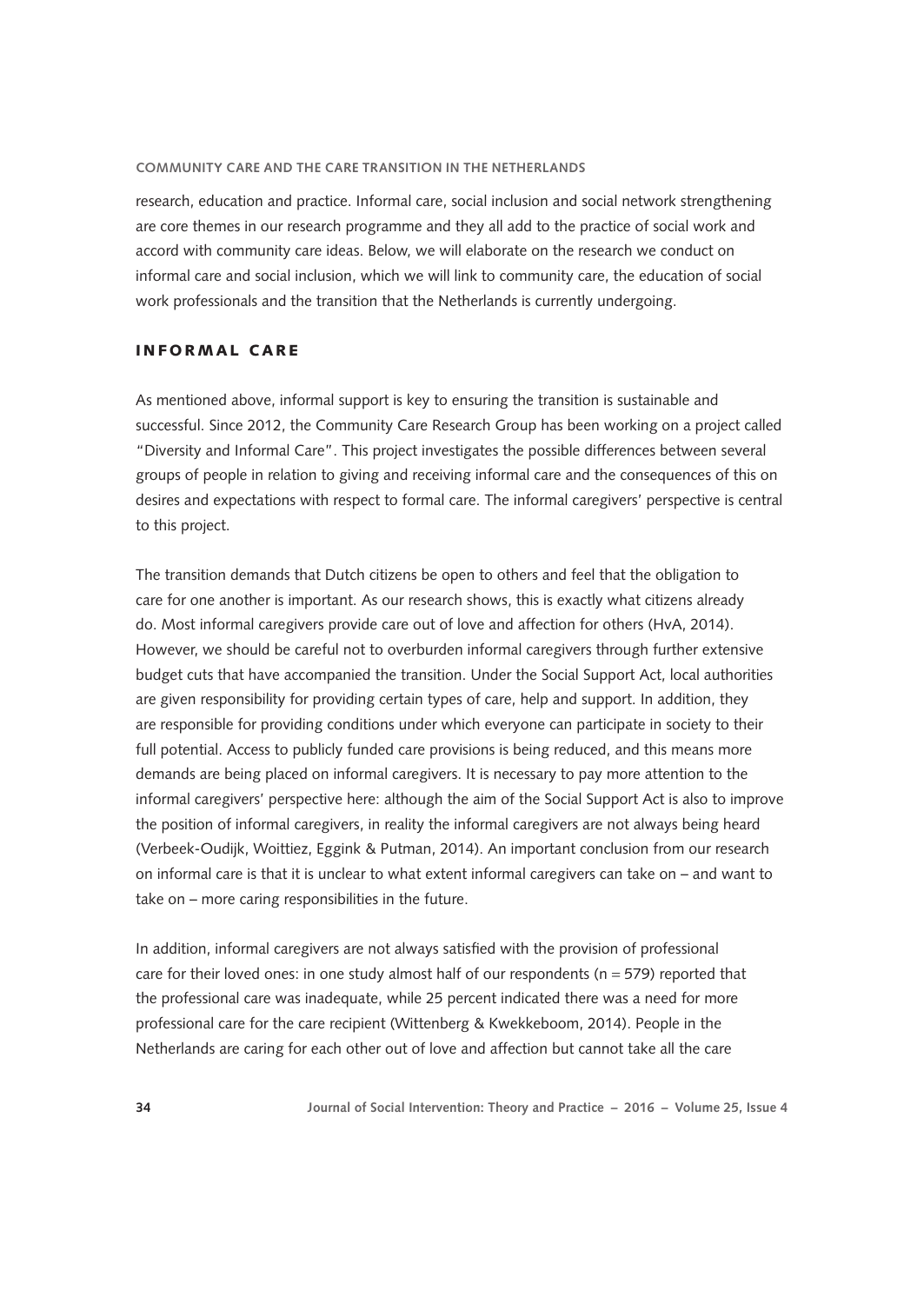research, education and practice. Informal care, social inclusion and social network strengthening are core themes in our research programme and they all add to the practice of social work and accord with community care ideas. Below, we will elaborate on the research we conduct on informal care and social inclusion, which we will link to community care, the education of social work professionals and the transition that the Netherlands is currently undergoing.

## INFORMAL CARE

As mentioned above, informal support is key to ensuring the transition is sustainable and successful. Since 2012, the Community Care Research Group has been working on a project called "Diversity and Informal Care". This project investigates the possible differences between several groups of people in relation to giving and receiving informal care and the consequences of this on desires and expectations with respect to formal care. The informal caregivers' perspective is central to this project.

The transition demands that Dutch citizens be open to others and feel that the obligation to care for one another is important. As our research shows, this is exactly what citizens already do. Most informal caregivers provide care out of love and affection for others (HvA, 2014). However, we should be careful not to overburden informal caregivers through further extensive budget cuts that have accompanied the transition. Under the Social Support Act, local authorities are given responsibility for providing certain types of care, help and support. In addition, they are responsible for providing conditions under which everyone can participate in society to their full potential. Access to publicly funded care provisions is being reduced, and this means more demands are being placed on informal caregivers. It is necessary to pay more attention to the informal caregivers' perspective here: although the aim of the Social Support Act is also to improve the position of informal caregivers, in reality the informal caregivers are not always being heard (Verbeek-Oudijk, Woittiez, Eggink & Putman, 2014). An important conclusion from our research on informal care is that it is unclear to what extent informal caregivers can take on – and want to take on – more caring responsibilities in the future.

In addition, informal caregivers are not always satisfied with the provision of professional care for their loved ones: in one study almost half of our respondents ($n = 579$) reported that the professional care was inadequate, while 25 percent indicated there was a need for more professional care for the care recipient (Wittenberg & Kwekkeboom, 2014). People in the Netherlands are caring for each other out of love and affection but cannot take all the care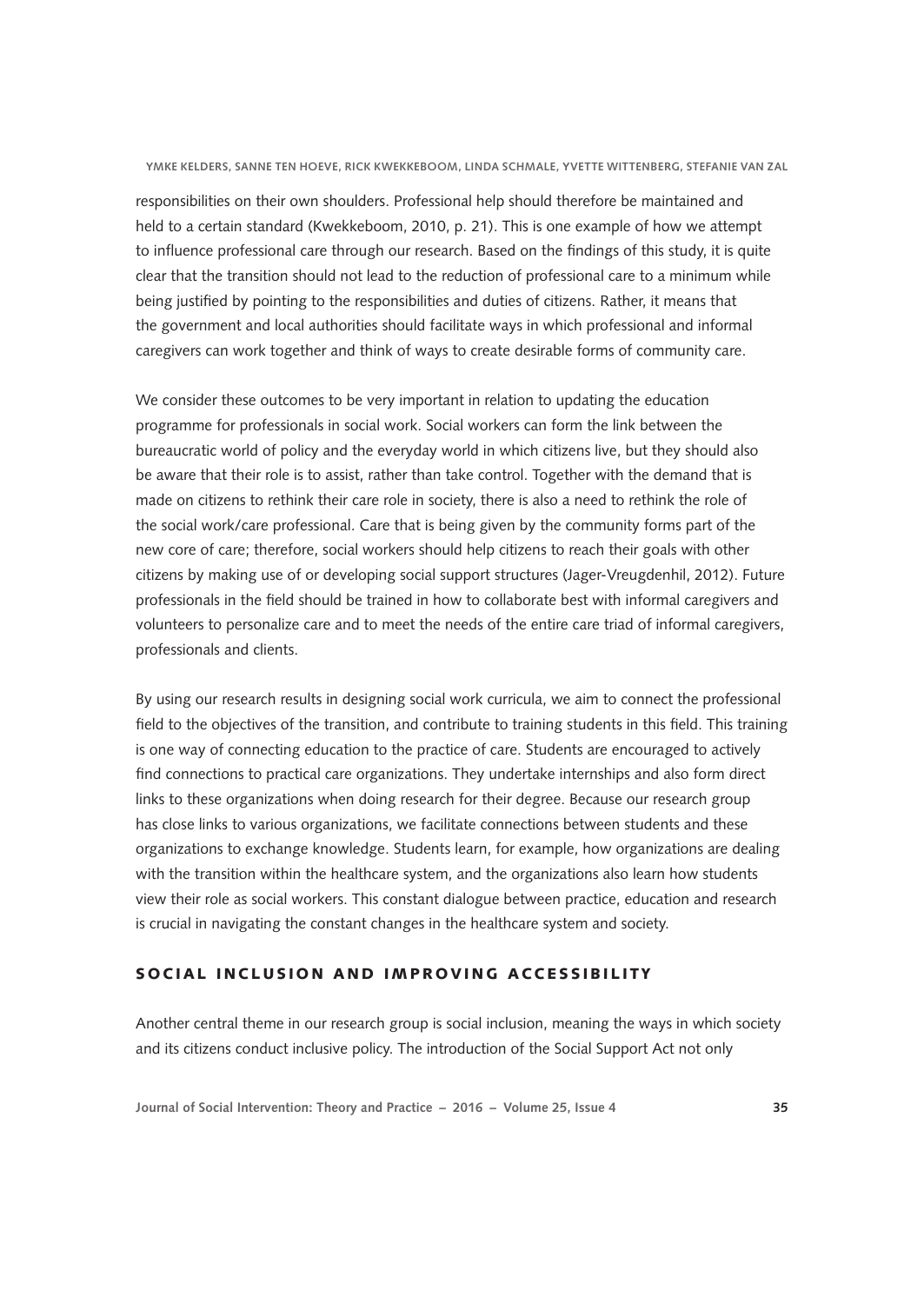responsibilities on their own shoulders. Professional help should therefore be maintained and held to a certain standard (Kwekkeboom, 2010, p. 21). This is one example of how we attempt to influence professional care through our research. Based on the findings of this study, it is quite clear that the transition should not lead to the reduction of professional care to a minimum while being justified by pointing to the responsibilities and duties of citizens. Rather, it means that the government and local authorities should facilitate ways in which professional and informal caregivers can work together and think of ways to create desirable forms of community care.

We consider these outcomes to be very important in relation to updating the education programme for professionals in social work. Social workers can form the link between the bureaucratic world of policy and the everyday world in which citizens live, but they should also be aware that their role is to assist, rather than take control. Together with the demand that is made on citizens to rethink their care role in society, there is also a need to rethink the role of the social work/care professional. Care that is being given by the community forms part of the new core of care; therefore, social workers should help citizens to reach their goals with other citizens by making use of or developing social support structures (Jager-Vreugdenhil, 2012). Future professionals in the field should be trained in how to collaborate best with informal caregivers and volunteers to personalize care and to meet the needs of the entire care triad of informal caregivers, professionals and clients.

By using our research results in designing social work curricula, we aim to connect the professional field to the objectives of the transition, and contribute to training students in this field. This training is one way of connecting education to the practice of care. Students are encouraged to actively find connections to practical care organizations. They undertake internships and also form direct links to these organizations when doing research for their degree. Because our research group has close links to various organizations, we facilitate connections between students and these organizations to exchange knowledge. Students learn, for example, how organizations are dealing with the transition within the healthcare system, and the organizations also learn how students view their role as social workers. This constant dialogue between practice, education and research is crucial in navigating the constant changes in the healthcare system and society.

## Social Inclusion and Improving Accessibility

Another central theme in our research group is social inclusion, meaning the ways in which society and its citizens conduct inclusive policy. The introduction of the Social Support Act not only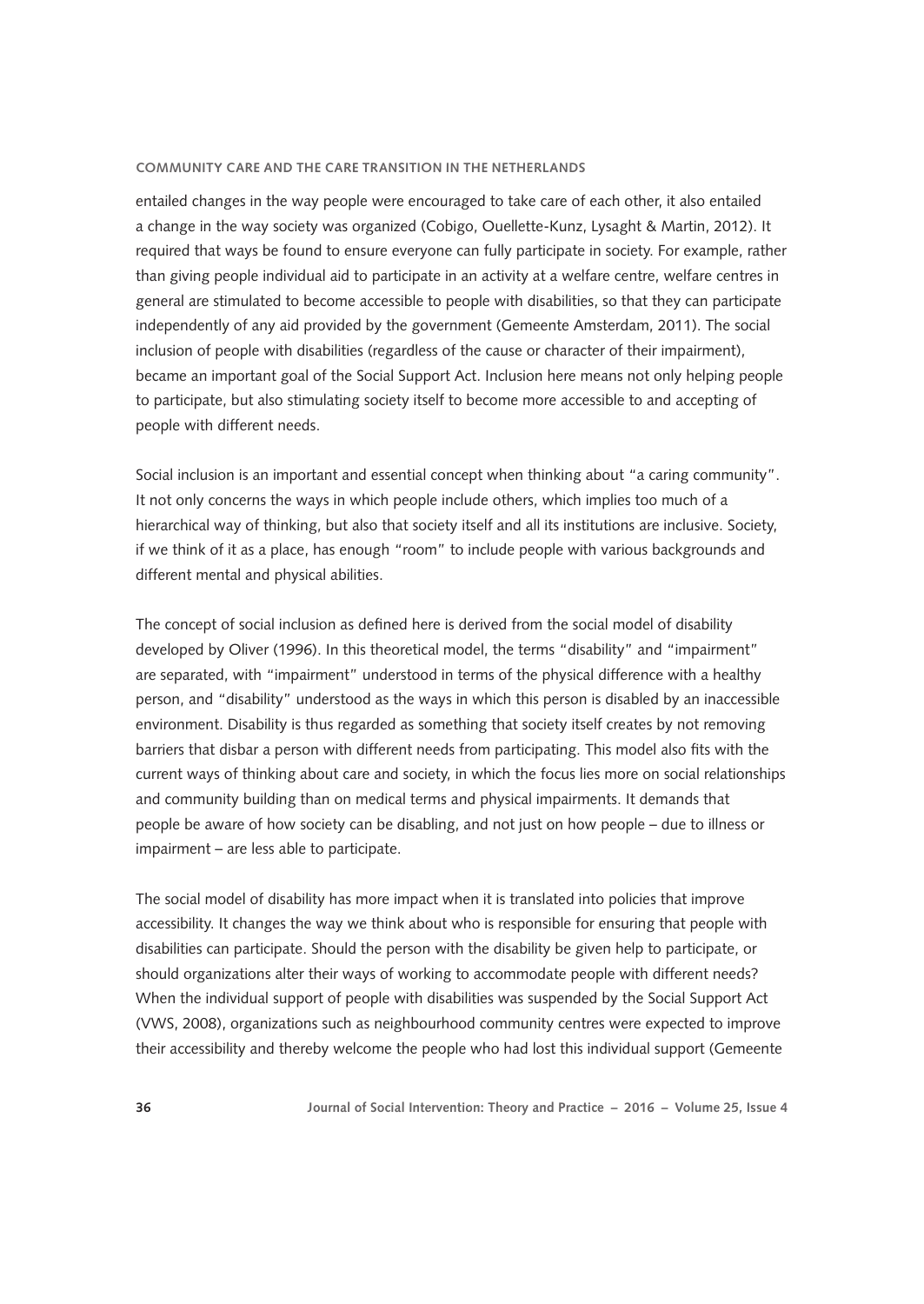entailed changes in the way people were encouraged to take care of each other, it also entailed a change in the way society was organized (Cobigo, Ouellette-Kunz, Lysaght & Martin, 2012). It required that ways be found to ensure everyone can fully participate in society. For example, rather than giving people individual aid to participate in an activity at a welfare centre, welfare centres in general are stimulated to become accessible to people with disabilities, so that they can participate independently of any aid provided by the government (Gemeente Amsterdam, 2011). The social inclusion of people with disabilities (regardless of the cause or character of their impairment), became an important goal of the Social Support Act. Inclusion here means not only helping people to participate, but also stimulating society itself to become more accessible to and accepting of people with different needs.

Social inclusion is an important and essential concept when thinking about "a caring community". It not only concerns the ways in which people include others, which implies too much of a hierarchical way of thinking, but also that society itself and all its institutions are inclusive. Society, if we think of it as a place, has enough "room" to include people with various backgrounds and different mental and physical abilities.

The concept of social inclusion as defined here is derived from the social model of disability developed by Oliver (1996). In this theoretical model, the terms "disability" and "impairment" are separated, with "impairment" understood in terms of the physical difference with a healthy person, and "disability" understood as the ways in which this person is disabled by an inaccessible environment. Disability is thus regarded as something that society itself creates by not removing barriers that disbar a person with different needs from participating. This model also fits with the current ways of thinking about care and society, in which the focus lies more on social relationships and community building than on medical terms and physical impairments. It demands that people be aware of how society can be disabling, and not just on how people – due to illness or impairment – are less able to participate.

The social model of disability has more impact when it is translated into policies that improve accessibility. It changes the way we think about who is responsible for ensuring that people with disabilities can participate. Should the person with the disability be given help to participate, or should organizations alter their ways of working to accommodate people with different needs? When the individual support of people with disabilities was suspended by the Social Support Act (VWS, 2008), organizations such as neighbourhood community centres were expected to improve their accessibility and thereby welcome the people who had lost this individual support (Gemeente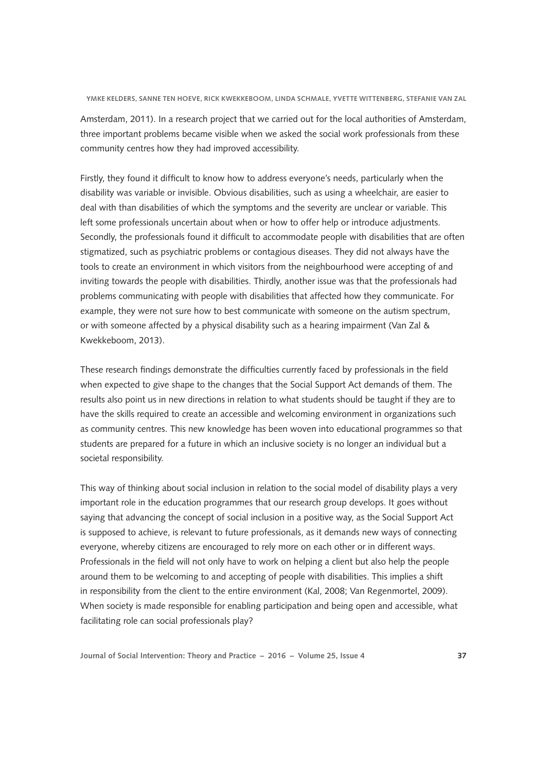Amsterdam, 2011). In a research project that we carried out for the local authorities of Amsterdam, three important problems became visible when we asked the social work professionals from these community centres how they had improved accessibility.

Firstly, they found it difficult to know how to address everyone's needs, particularly when the disability was variable or invisible. Obvious disabilities, such as using a wheelchair, are easier to deal with than disabilities of which the symptoms and the severity are unclear or variable. This left some professionals uncertain about when or how to offer help or introduce adjustments. Secondly, the professionals found it difficult to accommodate people with disabilities that are often stigmatized, such as psychiatric problems or contagious diseases. They did not always have the tools to create an environment in which visitors from the neighbourhood were accepting of and inviting towards the people with disabilities. Thirdly, another issue was that the professionals had problems communicating with people with disabilities that affected how they communicate. For example, they were not sure how to best communicate with someone on the autism spectrum, or with someone affected by a physical disability such as a hearing impairment (Van Zal & Kwekkeboom, 2013).

These research findings demonstrate the difficulties currently faced by professionals in the field when expected to give shape to the changes that the Social Support Act demands of them. The results also point us in new directions in relation to what students should be taught if they are to have the skills required to create an accessible and welcoming environment in organizations such as community centres. This new knowledge has been woven into educational programmes so that students are prepared for a future in which an inclusive society is no longer an individual but a societal responsibility.

This way of thinking about social inclusion in relation to the social model of disability plays a very important role in the education programmes that our research group develops. It goes without saying that advancing the concept of social inclusion in a positive way, as the Social Support Act is supposed to achieve, is relevant to future professionals, as it demands new ways of connecting everyone, whereby citizens are encouraged to rely more on each other or in different ways. Professionals in the field will not only have to work on helping a client but also help the people around them to be welcoming to and accepting of people with disabilities. This implies a shift in responsibility from the client to the entire environment (Kal, 2008; Van Regenmortel, 2009). When society is made responsible for enabling participation and being open and accessible, what facilitating role can social professionals play?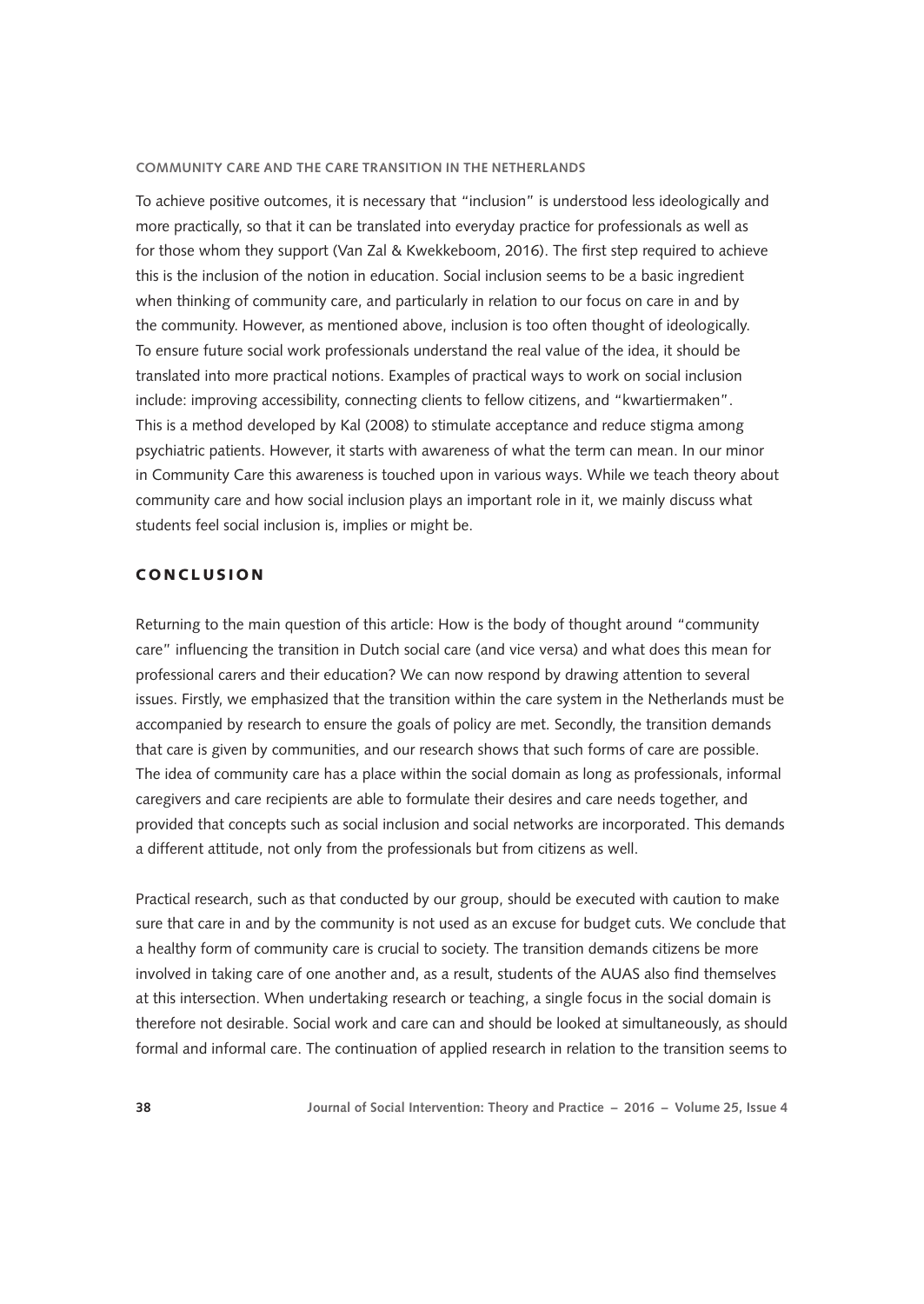To achieve positive outcomes, it is necessary that "inclusion" is understood less ideologically and more practically, so that it can be translated into everyday practice for professionals as well as for those whom they support (Van Zal & Kwekkeboom, 2016). The first step required to achieve this is the inclusion of the notion in education. Social inclusion seems to be a basic ingredient when thinking of community care, and particularly in relation to our focus on care in and by the community. However, as mentioned above, inclusion is too often thought of ideologically. To ensure future social work professionals understand the real value of the idea, it should be translated into more practical notions. Examples of practical ways to work on social inclusion include: improving accessibility, connecting clients to fellow citizens, and "kwartiermaken". This is a method developed by Kal (2008) to stimulate acceptance and reduce stigma among psychiatric patients. However, it starts with awareness of what the term can mean. In our minor in Community Care this awareness is touched upon in various ways. While we teach theory about community care and how social inclusion plays an important role in it, we mainly discuss what students feel social inclusion is, implies or might be.

## CONCLUSION

Returning to the main question of this article: How is the body of thought around "community care" influencing the transition in Dutch social care (and vice versa) and what does this mean for professional carers and their education? We can now respond by drawing attention to several issues. Firstly, we emphasized that the transition within the care system in the Netherlands must be accompanied by research to ensure the goals of policy are met. Secondly, the transition demands that care is given by communities, and our research shows that such forms of care are possible. The idea of community care has a place within the social domain as long as professionals, informal caregivers and care recipients are able to formulate their desires and care needs together, and provided that concepts such as social inclusion and social networks are incorporated. This demands a different attitude, not only from the professionals but from citizens as well.

Practical research, such as that conducted by our group, should be executed with caution to make sure that care in and by the community is not used as an excuse for budget cuts. We conclude that a healthy form of community care is crucial to society. The transition demands citizens be more involved in taking care of one another and, as a result, students of the AUAS also find themselves at this intersection. When undertaking research or teaching, a single focus in the social domain is therefore not desirable. Social work and care can and should be looked at simultaneously, as should formal and informal care. The continuation of applied research in relation to the transition seems to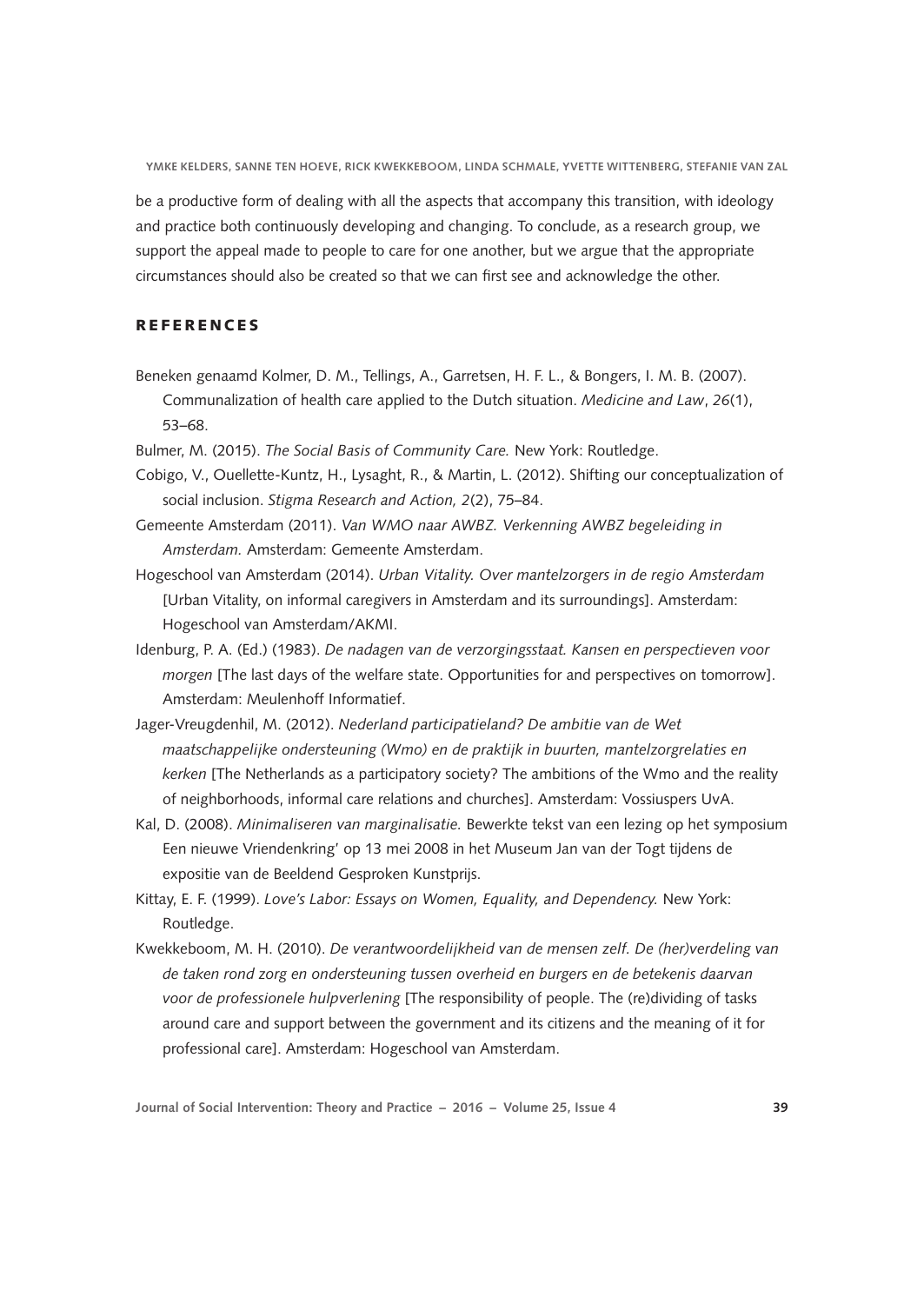be a productive form of dealing with all the aspects that accompany this transition, with ideology and practice both continuously developing and changing. To conclude, as a research group, we support the appeal made to people to care for one another, but we argue that the appropriate circumstances should also be created so that we can first see and acknowledge the other.

## REFERENCES

Beneken genaamd Kolmer, D. M., Tellings, A., Garretsen, H. F. L., & Bongers, I. M. B. (2007). Communalization of health care applied to the Dutch situation. *Medicine and Law*, *26*(1), 53–68.

Bulmer, M. (2015). *The Social Basis of Community Care.* New York: Routledge.

Cobigo, V., Ouellette-Kuntz, H., Lysaght, R., & Martin, L. (2012). Shifting our conceptualization of social inclusion. *Stigma Research and Action, 2*(2), 75–84.

Gemeente Amsterdam (2011). *Van WMO naar AWBZ. Verkenning AWBZ begeleiding in Amsterdam.* Amsterdam: Gemeente Amsterdam.

Hogeschool van Amsterdam (2014). *Urban Vitality. Over mantelzorgers in de regio Amsterdam* [Urban Vitality, on informal caregivers in Amsterdam and its surroundings]. Amsterdam: Hogeschool van Amsterdam/AKMI.

Idenburg, P. A. (Ed.) (1983). *De nadagen van de verzorgingsstaat. Kansen en perspectieven voor morgen* [The last days of the welfare state. Opportunities for and perspectives on tomorrow]. Amsterdam: Meulenhoff Informatief.

Jager-Vreugdenhil, M. (2012). *Nederland participatieland? De ambitie van de Wet maatschappelijke ondersteuning (Wmo) en de praktijk in buurten, mantelzorgrelaties en kerken* [The Netherlands as a participatory society? The ambitions of the Wmo and the reality of neighborhoods, informal care relations and churches]. Amsterdam: Vossiuspers UvA.

Kal, D. (2008). *Minimaliseren van marginalisatie.* Bewerkte tekst van een lezing op het symposium Een nieuwe Vriendenkring' op 13 mei 2008 in het Museum Jan van der Togt tijdens de expositie van de Beeldend Gesproken Kunstprijs.

Kittay, E. F. (1999). *Love's Labor: Essays on Women, Equality, and Dependency.* New York: Routledge.

Kwekkeboom, M. H. (2010). *De verantwoordelijkheid van de mensen zelf. De (her)verdeling van de taken rond zorg en ondersteuning tussen overheid en burgers en de betekenis daarvan voor de professionele hulpverlening* [The responsibility of people. The (re)dividing of tasks around care and support between the government and its citizens and the meaning of it for professional care]. Amsterdam: Hogeschool van Amsterdam.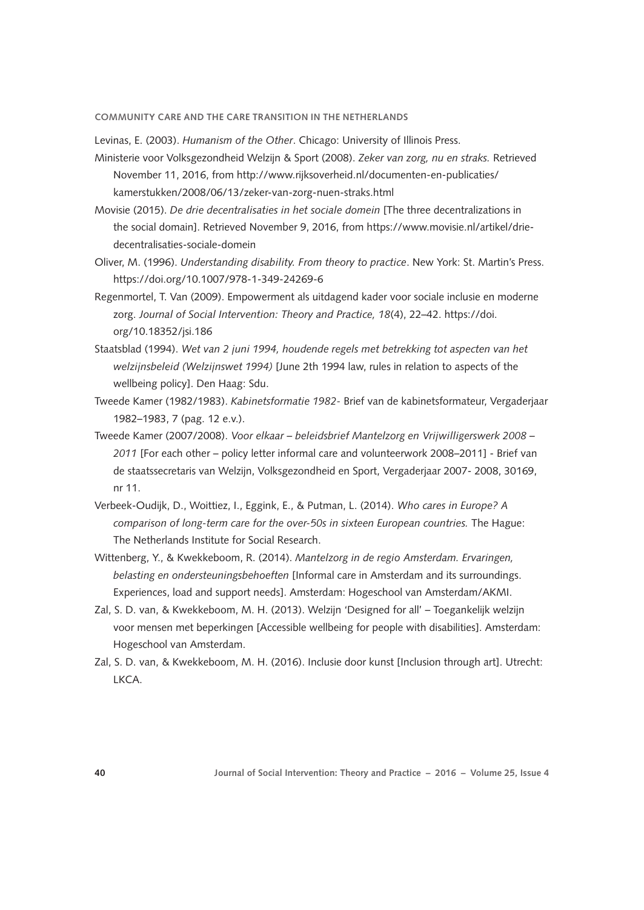Levinas, E. (2003). *Humanism of the Other*. Chicago: University of Illinois Press.

Ministerie voor Volksgezondheid Welzijn & Sport (2008). *Zeker van zorg, nu en straks.* Retrieved November 11, 2016, from http://www.rijksoverheid.nl/documenten-en-publicaties/kamerstukken/2008/06/13/zeker-van-zorg-nuen-straks.html

Movisie (2015). *De drie decentralisaties in het sociale domein* [The three decentralizations in the social domain]. Retrieved November 9, 2016, from https://www.movisie.nl/artikel/drie-decentralisaties-sociale-domein

Oliver, M. (1996). *Understanding disability. From theory to practice*. New York: St. Martin's Press. https://doi.org/10.1007/978-1-349-24269-6

Regenmortel, T. Van (2009). Empowerment als uitdagend kader voor sociale inclusie en moderne zorg. *Journal of Social Intervention: Theory and Practice, 18*(4), 22–42. https://doi.org/10.18352/jsi.186

Staatsblad (1994). *Wet van 2 juni 1994, houdende regels met betrekking tot aspecten van het welzijnsbeleid (Welzijnswet 1994)* [June 2th 1994 law, rules in relation to aspects of the wellbeing policy]. Den Haag: Sdu.

Tweede Kamer (1982/1983). *Kabinetsformatie 1982-* Brief van de kabinetsformateur, Vergaderjaar 1982–1983, 7 (pag. 12 e.v.).

Tweede Kamer (2007/2008). *Voor elkaar – beleidsbrief Mantelzorg en Vrijwilligerswerk 2008 – 2011* [For each other – policy letter informal care and volunteerwork 2008–2011] - Brief van de staatssecretaris van Welzijn, Volksgezondheid en Sport, Vergaderjaar 2007- 2008, 30169, nr 11.

Verbeek-Oudijk, D., Woittiez, I., Eggink, E., & Putman, L. (2014). *Who cares in Europe? A comparison of long-term care for the over-50s in sixteen European countries.* The Hague: The Netherlands Institute for Social Research.

Wittenberg, Y., & Kwekkeboom, R. (2014). *Mantelzorg in de regio Amsterdam. Ervaringen, belasting en ondersteuningsbehoeften* [Informal care in Amsterdam and its surroundings. Experiences, load and support needs]. Amsterdam: Hogeschool van Amsterdam/AKMI.

Zal, S. D. van, & Kwekkeboom, M. H. (2013). Welzijn 'Designed for all' – Toegankelijk welzijn voor mensen met beperkingen [Accessible wellbeing for people with disabilities]. Amsterdam: Hogeschool van Amsterdam.

Zal, S. D. van, & Kwekkeboom, M. H. (2016). Inclusie door kunst [Inclusion through art]. Utrecht: LKCA.